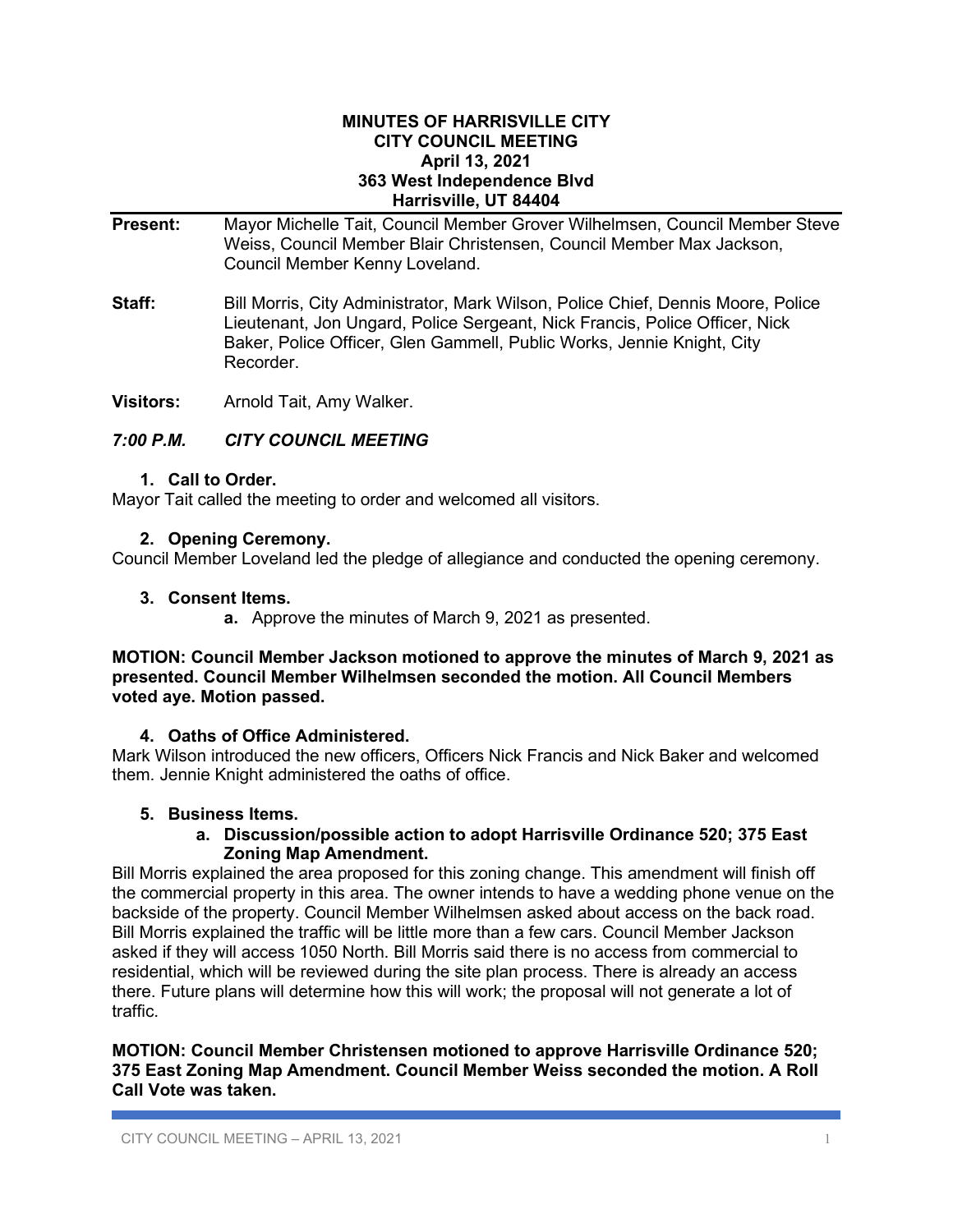**MINUTES OF HARRISVILLE CITY**
**CITY COUNCIL MEETING**
**April 13, 2021**
**363 West Independence Blvd**
**Harrisville, UT 84404**

**Present:** Mayor Michelle Tait, Council Member Grover Wilhelmsen, Council Member Steve Weiss, Council Member Blair Christensen, Council Member Max Jackson, Council Member Kenny Loveland.

**Staff:** Bill Morris, City Administrator, Mark Wilson, Police Chief, Dennis Moore, Police Lieutenant, Jon Ungard, Police Sergeant, Nick Francis, Police Officer, Nick Baker, Police Officer, Glen Gammell, Public Works, Jennie Knight, City Recorder.

**Visitors:** Arnold Tait, Amy Walker.

### *7:00 P.M. CITY COUNCIL MEETING*

**1. Call to Order.**

Mayor Tait called the meeting to order and welcomed all visitors.

**2. Opening Ceremony.**

Council Member Loveland led the pledge of allegiance and conducted the opening ceremony.

**3. Consent Items.**

**a.** Approve the minutes of March 9, 2021 as presented.

**MOTION: Council Member Jackson motioned to approve the minutes of March 9, 2021 as presented. Council Member Wilhelmsen seconded the motion. All Council Members voted aye. Motion passed.**

**4. Oaths of Office Administered.**

Mark Wilson introduced the new officers, Officers Nick Francis and Nick Baker and welcomed them. Jennie Knight administered the oaths of office.

**5. Business Items.**

**a. Discussion/possible action to adopt Harrisville Ordinance 520; 375 East Zoning Map Amendment.**

Bill Morris explained the area proposed for this zoning change. This amendment will finish off the commercial property in this area. The owner intends to have a wedding phone venue on the backside of the property. Council Member Wilhelmsen asked about access on the back road. Bill Morris explained the traffic will be little more than a few cars. Council Member Jackson asked if they will access 1050 North. Bill Morris said there is no access from commercial to residential, which will be reviewed during the site plan process. There is already an access there. Future plans will determine how this will work; the proposal will not generate a lot of traffic.

**MOTION: Council Member Christensen motioned to approve Harrisville Ordinance 520; 375 East Zoning Map Amendment. Council Member Weiss seconded the motion. A Roll Call Vote was taken.**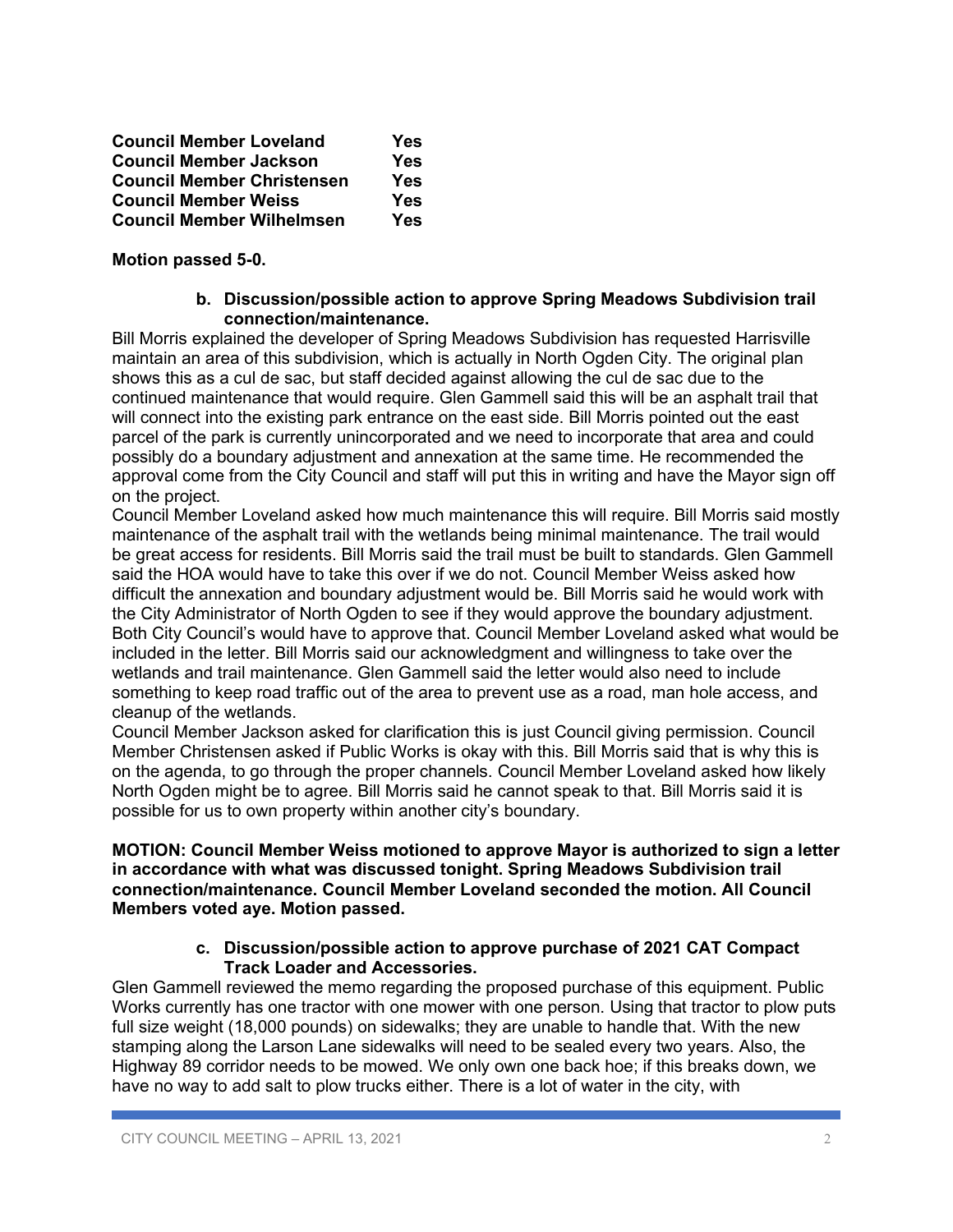| | |
|---|---|
| **Council Member Loveland** | **Yes** |
| **Council Member Jackson** | **Yes** |
| **Council Member Christensen** | **Yes** |
| **Council Member Weiss** | **Yes** |
| **Council Member Wilhelmsen** | **Yes** |

**Motion passed 5-0.**

**b. Discussion/possible action to approve Spring Meadows Subdivision trail connection/maintenance.**

Bill Morris explained the developer of Spring Meadows Subdivision has requested Harrisville maintain an area of this subdivision, which is actually in North Ogden City. The original plan shows this as a cul de sac, but staff decided against allowing the cul de sac due to the continued maintenance that would require. Glen Gammell said this will be an asphalt trail that will connect into the existing park entrance on the east side. Bill Morris pointed out the east parcel of the park is currently unincorporated and we need to incorporate that area and could possibly do a boundary adjustment and annexation at the same time. He recommended the approval come from the City Council and staff will put this in writing and have the Mayor sign off on the project.

Council Member Loveland asked how much maintenance this will require. Bill Morris said mostly maintenance of the asphalt trail with the wetlands being minimal maintenance. The trail would be great access for residents. Bill Morris said the trail must be built to standards. Glen Gammell said the HOA would have to take this over if we do not. Council Member Weiss asked how difficult the annexation and boundary adjustment would be. Bill Morris said he would work with the City Administrator of North Ogden to see if they would approve the boundary adjustment. Both City Council's would have to approve that. Council Member Loveland asked what would be included in the letter. Bill Morris said our acknowledgment and willingness to take over the wetlands and trail maintenance. Glen Gammell said the letter would also need to include something to keep road traffic out of the area to prevent use as a road, man hole access, and cleanup of the wetlands.

Council Member Jackson asked for clarification this is just Council giving permission. Council Member Christensen asked if Public Works is okay with this. Bill Morris said that is why this is on the agenda, to go through the proper channels. Council Member Loveland asked how likely North Ogden might be to agree. Bill Morris said he cannot speak to that. Bill Morris said it is possible for us to own property within another city's boundary.

**MOTION: Council Member Weiss motioned to approve Mayor is authorized to sign a letter in accordance with what was discussed tonight. Spring Meadows Subdivision trail connection/maintenance. Council Member Loveland seconded the motion. All Council Members voted aye. Motion passed.**

**c. Discussion/possible action to approve purchase of 2021 CAT Compact Track Loader and Accessories.**

Glen Gammell reviewed the memo regarding the proposed purchase of this equipment. Public Works currently has one tractor with one mower with one person. Using that tractor to plow puts full size weight (18,000 pounds) on sidewalks; they are unable to handle that. With the new stamping along the Larson Lane sidewalks will need to be sealed every two years. Also, the Highway 89 corridor needs to be mowed. We only own one back hoe; if this breaks down, we have no way to add salt to plow trucks either. There is a lot of water in the city, with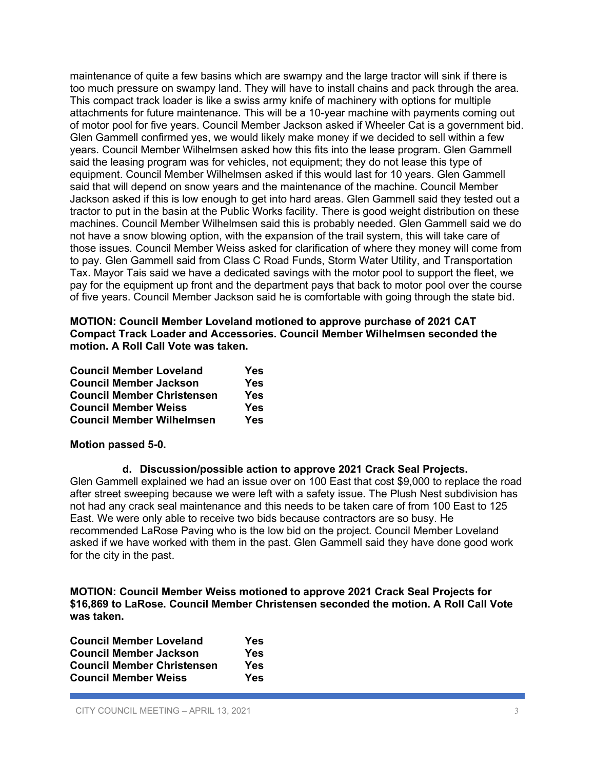maintenance of quite a few basins which are swampy and the large tractor will sink if there is too much pressure on swampy land. They will have to install chains and pack through the area. This compact track loader is like a swiss army knife of machinery with options for multiple attachments for future maintenance. This will be a 10-year machine with payments coming out of motor pool for five years. Council Member Jackson asked if Wheeler Cat is a government bid. Glen Gammell confirmed yes, we would likely make money if we decided to sell within a few years. Council Member Wilhelmsen asked how this fits into the lease program. Glen Gammell said the leasing program was for vehicles, not equipment; they do not lease this type of equipment. Council Member Wilhelmsen asked if this would last for 10 years. Glen Gammell said that will depend on snow years and the maintenance of the machine. Council Member Jackson asked if this is low enough to get into hard areas. Glen Gammell said they tested out a tractor to put in the basin at the Public Works facility. There is good weight distribution on these machines. Council Member Wilhelmsen said this is probably needed. Glen Gammell said we do not have a snow blowing option, with the expansion of the trail system, this will take care of those issues. Council Member Weiss asked for clarification of where they money will come from to pay. Glen Gammell said from Class C Road Funds, Storm Water Utility, and Transportation Tax. Mayor Tais said we have a dedicated savings with the motor pool to support the fleet, we pay for the equipment up front and the department pays that back to motor pool over the course of five years. Council Member Jackson said he is comfortable with going through the state bid.

**MOTION: Council Member Loveland motioned to approve purchase of 2021 CAT Compact Track Loader and Accessories. Council Member Wilhelmsen seconded the motion. A Roll Call Vote was taken.**

| | |
|---|---|
| **Council Member Loveland** | **Yes** |
| **Council Member Jackson** | **Yes** |
| **Council Member Christensen** | **Yes** |
| **Council Member Weiss** | **Yes** |
| **Council Member Wilhelmsen** | **Yes** |

**Motion passed 5-0.**

**d. Discussion/possible action to approve 2021 Crack Seal Projects.**

Glen Gammell explained we had an issue over on 100 East that cost $9,000 to replace the road after street sweeping because we were left with a safety issue. The Plush Nest subdivision has not had any crack seal maintenance and this needs to be taken care of from 100 East to 125 East. We were only able to receive two bids because contractors are so busy. He recommended LaRose Paving who is the low bid on the project. Council Member Loveland asked if we have worked with them in the past. Glen Gammell said they have done good work for the city in the past.

**MOTION: Council Member Weiss motioned to approve 2021 Crack Seal Projects for $16,869 to LaRose. Council Member Christensen seconded the motion. A Roll Call Vote was taken.**

| | |
|---|---|
| **Council Member Loveland** | **Yes** |
| **Council Member Jackson** | **Yes** |
| **Council Member Christensen** | **Yes** |
| **Council Member Weiss** | **Yes** |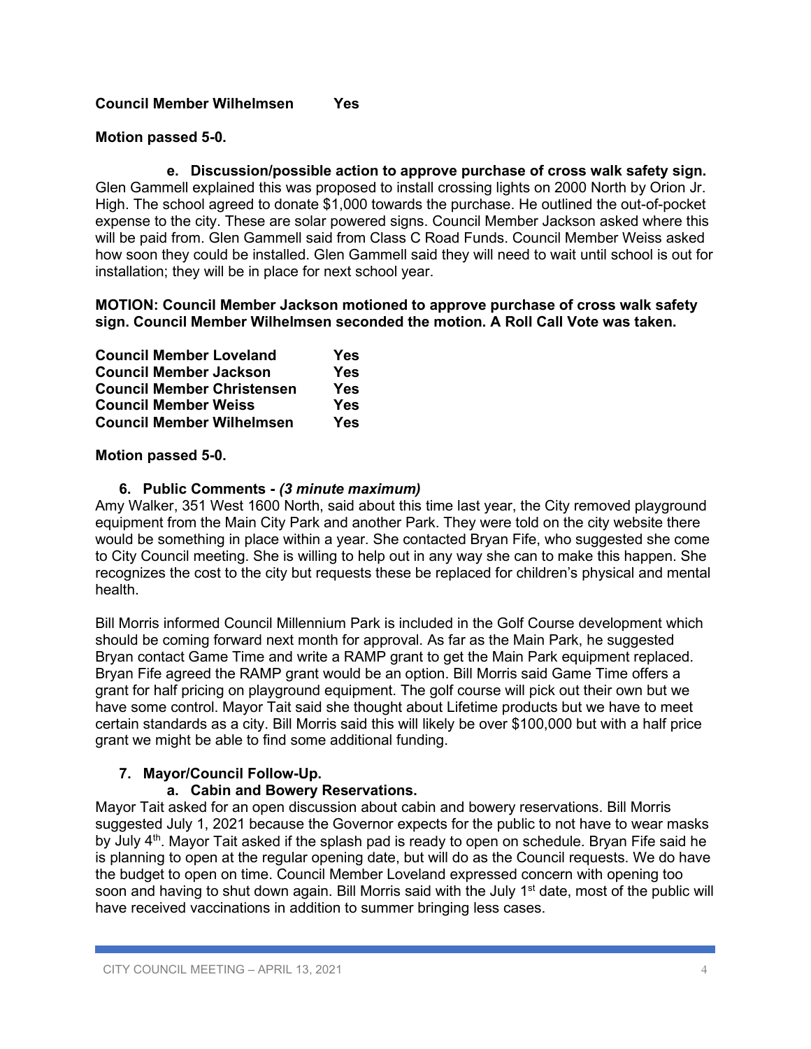**Council Member Wilhelmsen Yes**

**Motion passed 5-0.**

**e. Discussion/possible action to approve purchase of cross walk safety sign.**
Glen Gammell explained this was proposed to install crossing lights on 2000 North by Orion Jr. High. The school agreed to donate $1,000 towards the purchase. He outlined the out-of-pocket expense to the city. These are solar powered signs. Council Member Jackson asked where this will be paid from. Glen Gammell said from Class C Road Funds. Council Member Weiss asked how soon they could be installed. Glen Gammell said they will need to wait until school is out for installation; they will be in place for next school year.

**MOTION: Council Member Jackson motioned to approve purchase of cross walk safety sign. Council Member Wilhelmsen seconded the motion. A Roll Call Vote was taken.**

| | |
|---|---|
| **Council Member Loveland** | **Yes** |
| **Council Member Jackson** | **Yes** |
| **Council Member Christensen** | **Yes** |
| **Council Member Weiss** | **Yes** |
| **Council Member Wilhelmsen** | **Yes** |

**Motion passed 5-0.**

**6. Public Comments -** ***(3 minute maximum)***

Amy Walker, 351 West 1600 North, said about this time last year, the City removed playground equipment from the Main City Park and another Park. They were told on the city website there would be something in place within a year. She contacted Bryan Fife, who suggested she come to City Council meeting. She is willing to help out in any way she can to make this happen. She recognizes the cost to the city but requests these be replaced for children's physical and mental health.

Bill Morris informed Council Millennium Park is included in the Golf Course development which should be coming forward next month for approval. As far as the Main Park, he suggested Bryan contact Game Time and write a RAMP grant to get the Main Park equipment replaced. Bryan Fife agreed the RAMP grant would be an option. Bill Morris said Game Time offers a grant for half pricing on playground equipment. The golf course will pick out their own but we have some control. Mayor Tait said she thought about Lifetime products but we have to meet certain standards as a city. Bill Morris said this will likely be over $100,000 but with a half price grant we might be able to find some additional funding.

**7. Mayor/Council Follow-Up.**

**a. Cabin and Bowery Reservations.**

Mayor Tait asked for an open discussion about cabin and bowery reservations. Bill Morris suggested July 1, 2021 because the Governor expects for the public to not have to wear masks by July 4th. Mayor Tait asked if the splash pad is ready to open on schedule. Bryan Fife said he is planning to open at the regular opening date, but will do as the Council requests. We do have the budget to open on time. Council Member Loveland expressed concern with opening too soon and having to shut down again. Bill Morris said with the July 1st date, most of the public will have received vaccinations in addition to summer bringing less cases.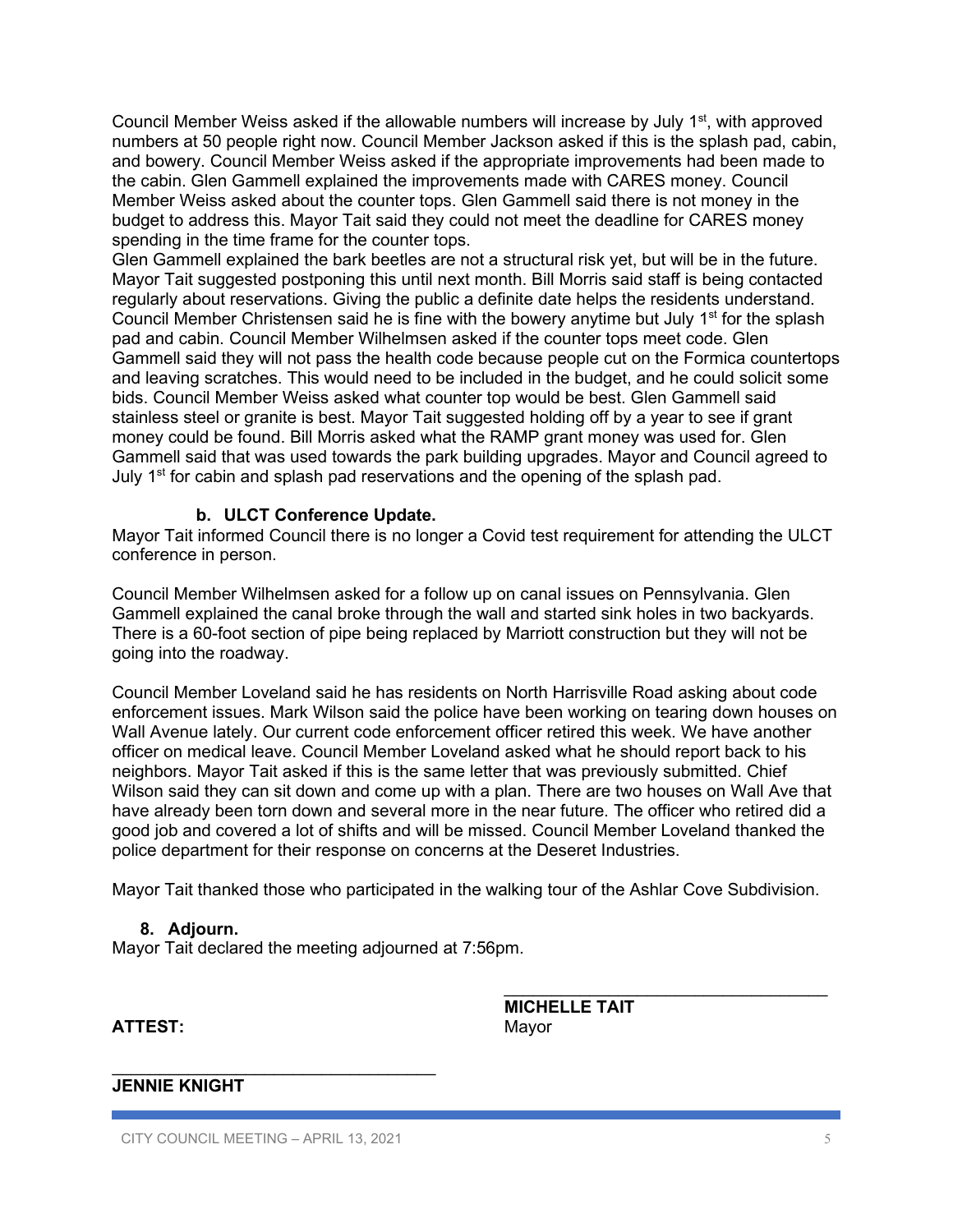Council Member Weiss asked if the allowable numbers will increase by July 1st, with approved numbers at 50 people right now. Council Member Jackson asked if this is the splash pad, cabin, and bowery. Council Member Weiss asked if the appropriate improvements had been made to the cabin. Glen Gammell explained the improvements made with CARES money. Council Member Weiss asked about the counter tops. Glen Gammell said there is not money in the budget to address this. Mayor Tait said they could not meet the deadline for CARES money spending in the time frame for the counter tops.
Glen Gammell explained the bark beetles are not a structural risk yet, but will be in the future. Mayor Tait suggested postponing this until next month. Bill Morris said staff is being contacted regularly about reservations. Giving the public a definite date helps the residents understand. Council Member Christensen said he is fine with the bowery anytime but July 1st for the splash pad and cabin. Council Member Wilhelmsen asked if the counter tops meet code. Glen Gammell said they will not pass the health code because people cut on the Formica countertops and leaving scratches. This would need to be included in the budget, and he could solicit some bids. Council Member Weiss asked what counter top would be best. Glen Gammell said stainless steel or granite is best. Mayor Tait suggested holding off by a year to see if grant money could be found. Bill Morris asked what the RAMP grant money was used for. Glen Gammell said that was used towards the park building upgrades. Mayor and Council agreed to July 1st for cabin and splash pad reservations and the opening of the splash pad.

**b. ULCT Conference Update.**

Mayor Tait informed Council there is no longer a Covid test requirement for attending the ULCT conference in person.

Council Member Wilhelmsen asked for a follow up on canal issues on Pennsylvania. Glen Gammell explained the canal broke through the wall and started sink holes in two backyards. There is a 60-foot section of pipe being replaced by Marriott construction but they will not be going into the roadway.

Council Member Loveland said he has residents on North Harrisville Road asking about code enforcement issues. Mark Wilson said the police have been working on tearing down houses on Wall Avenue lately. Our current code enforcement officer retired this week. We have another officer on medical leave. Council Member Loveland asked what he should report back to his neighbors. Mayor Tait asked if this is the same letter that was previously submitted. Chief Wilson said they can sit down and come up with a plan. There are two houses on Wall Ave that have already been torn down and several more in the near future. The officer who retired did a good job and covered a lot of shifts and will be missed. Council Member Loveland thanked the police department for their response on concerns at the Deseret Industries.

Mayor Tait thanked those who participated in the walking tour of the Ashlar Cove Subdivision.

**8. Adjourn.**

Mayor Tait declared the meeting adjourned at 7:56pm.

\_\_\_\_\_\_\_\_\_\_\_\_\_\_\_\_\_\_\_\_\_\_\_\_\_\_\_\_\_\_\_\_\_\_\_
**MICHELLE TAIT**
Mayor

**ATTEST:**

\_\_\_\_\_\_\_\_\_\_\_\_\_\_\_\_\_\_\_\_\_\_\_\_\_\_\_\_\_\_\_\_\_\_\_
**JENNIE KNIGHT**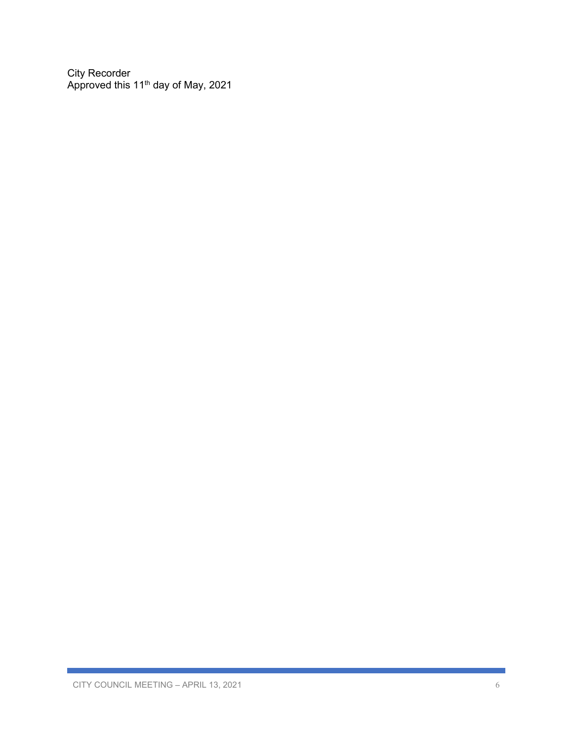City Recorder
Approved this 11th day of May, 2021